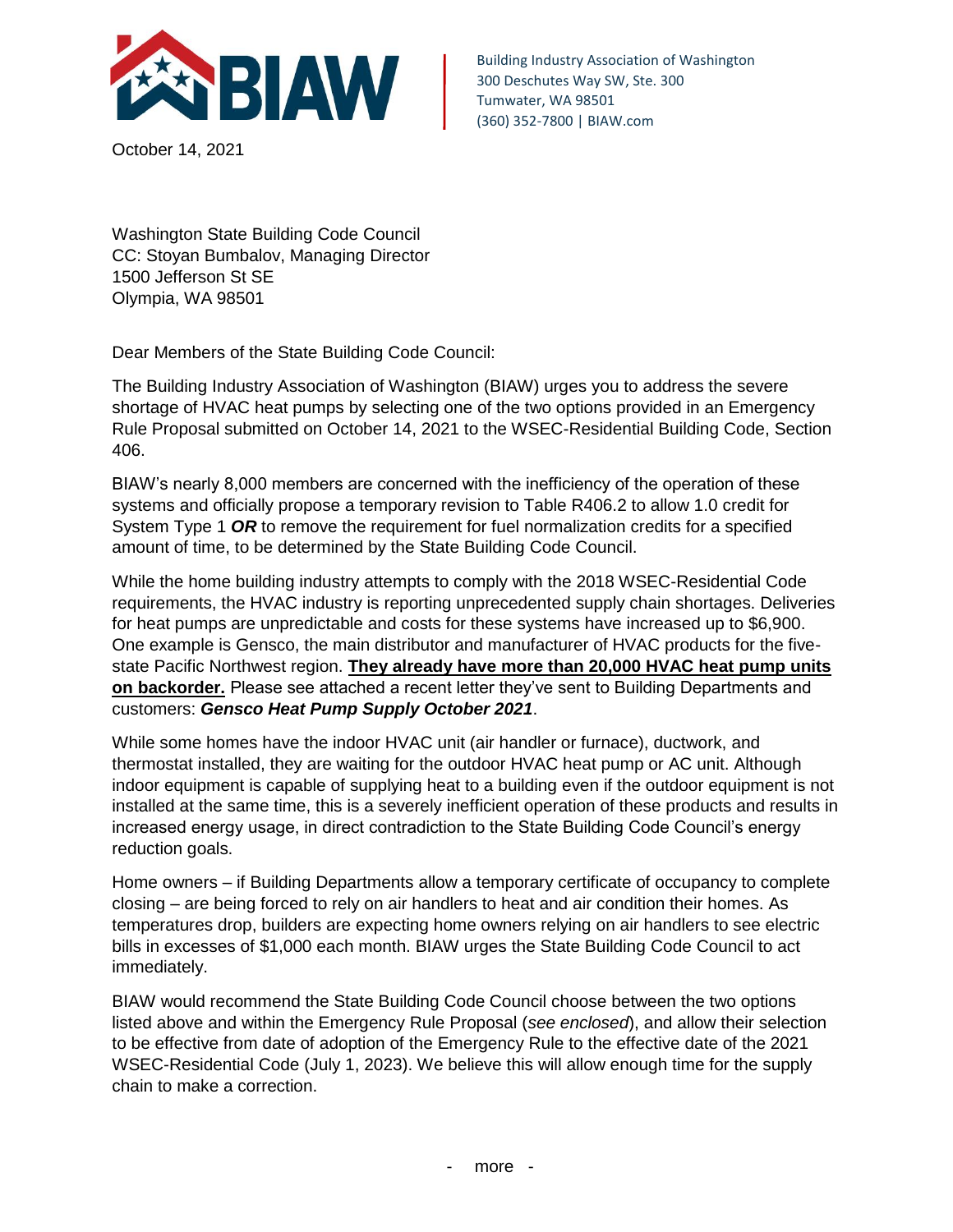BIAW

Building Industry Association of Washington
300 Deschutes Way SW, Ste. 300
Tumwater, WA 98501
(360) 352-7800 | BIAW.com

October 14, 2021

Washington State Building Code Council
CC: Stoyan Bumbalov, Managing Director
1500 Jefferson St SE
Olympia, WA 98501

Dear Members of the State Building Code Council:

The Building Industry Association of Washington (BIAW) urges you to address the severe shortage of HVAC heat pumps by selecting one of the two options provided in an Emergency Rule Proposal submitted on October 14, 2021 to the WSEC-Residential Building Code, Section 406.

BIAW's nearly 8,000 members are concerned with the inefficiency of the operation of these systems and officially propose a temporary revision to Table R406.2 to allow 1.0 credit for System Type 1 ***OR*** to remove the requirement for fuel normalization credits for a specified amount of time, to be determined by the State Building Code Council.

While the home building industry attempts to comply with the 2018 WSEC-Residential Code requirements, the HVAC industry is reporting unprecedented supply chain shortages. Deliveries for heat pumps are unpredictable and costs for these systems have increased up to $6,900. One example is Gensco, the main distributor and manufacturer of HVAC products for the five-state Pacific Northwest region. **They already have more than 20,000 HVAC heat pump units on backorder.** Please see attached a recent letter they've sent to Building Departments and customers: ***Gensco Heat Pump Supply October 2021***.

While some homes have the indoor HVAC unit (air handler or furnace), ductwork, and thermostat installed, they are waiting for the outdoor HVAC heat pump or AC unit. Although indoor equipment is capable of supplying heat to a building even if the outdoor equipment is not installed at the same time, this is a severely inefficient operation of these products and results in increased energy usage, in direct contradiction to the State Building Code Council's energy reduction goals.

Home owners – if Building Departments allow a temporary certificate of occupancy to complete closing – are being forced to rely on air handlers to heat and air condition their homes. As temperatures drop, builders are expecting home owners relying on air handlers to see electric bills in excesses of $1,000 each month. BIAW urges the State Building Code Council to act immediately.

BIAW would recommend the State Building Code Council choose between the two options listed above and within the Emergency Rule Proposal (*see enclosed*), and allow their selection to be effective from date of adoption of the Emergency Rule to the effective date of the 2021 WSEC-Residential Code (July 1, 2023). We believe this will allow enough time for the supply chain to make a correction.

- more -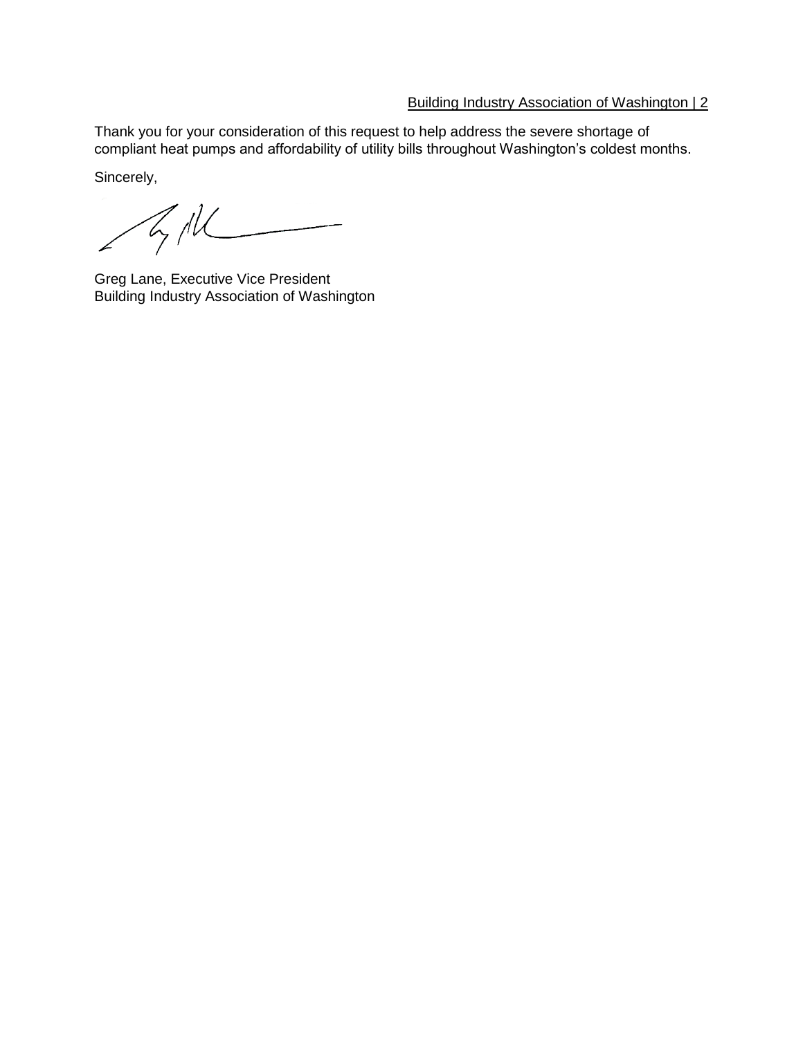Thank you for your consideration of this request to help address the severe shortage of compliant heat pumps and affordability of utility bills throughout Washington's coldest months.

Sincerely,

Greg Lane, Executive Vice President
Building Industry Association of Washington